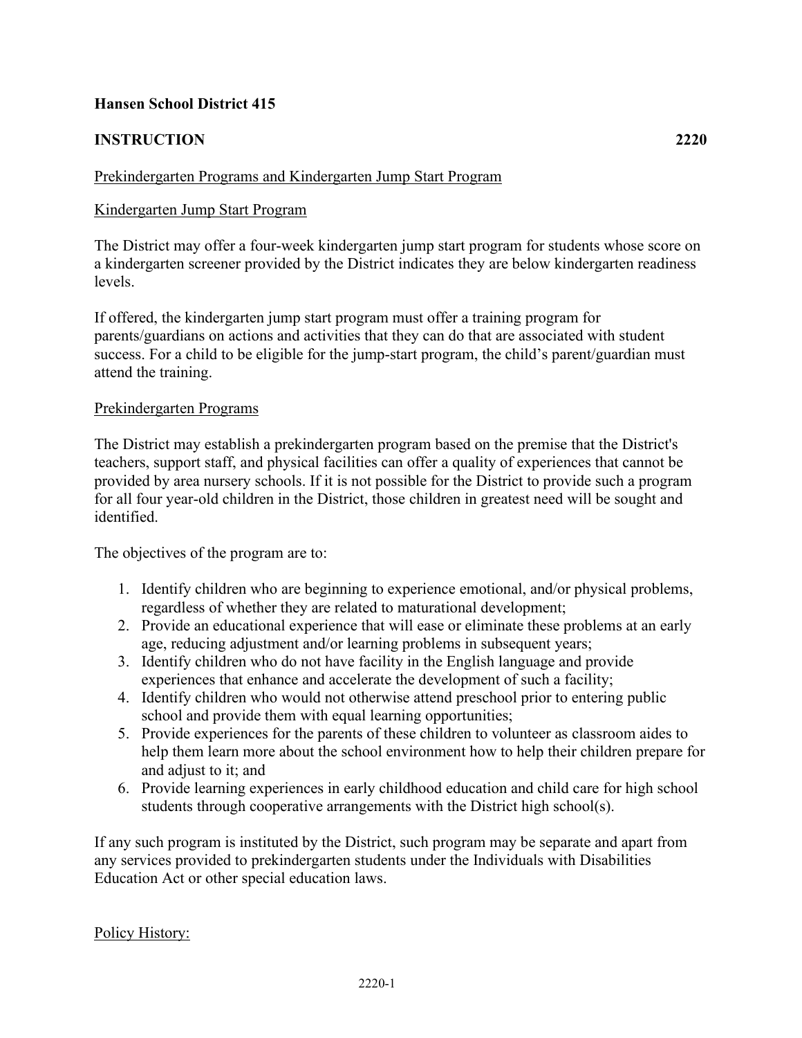**Hansen School District 415**

**INSTRUCTION** **2220**

Prekindergarten Programs and Kindergarten Jump Start Program

Kindergarten Jump Start Program

The District may offer a four-week kindergarten jump start program for students whose score on a kindergarten screener provided by the District indicates they are below kindergarten readiness levels.

If offered, the kindergarten jump start program must offer a training program for parents/guardians on actions and activities that they can do that are associated with student success. For a child to be eligible for the jump-start program, the child's parent/guardian must attend the training.

Prekindergarten Programs

The District may establish a prekindergarten program based on the premise that the District's teachers, support staff, and physical facilities can offer a quality of experiences that cannot be provided by area nursery schools. If it is not possible for the District to provide such a program for all four year-old children in the District, those children in greatest need will be sought and identified.

The objectives of the program are to:

1. Identify children who are beginning to experience emotional, and/or physical problems, regardless of whether they are related to maturational development;
2. Provide an educational experience that will ease or eliminate these problems at an early age, reducing adjustment and/or learning problems in subsequent years;
3. Identify children who do not have facility in the English language and provide experiences that enhance and accelerate the development of such a facility;
4. Identify children who would not otherwise attend preschool prior to entering public school and provide them with equal learning opportunities;
5. Provide experiences for the parents of these children to volunteer as classroom aides to help them learn more about the school environment how to help their children prepare for and adjust to it; and
6. Provide learning experiences in early childhood education and child care for high school students through cooperative arrangements with the District high school(s).

If any such program is instituted by the District, such program may be separate and apart from any services provided to prekindergarten students under the Individuals with Disabilities Education Act or other special education laws.

Policy History: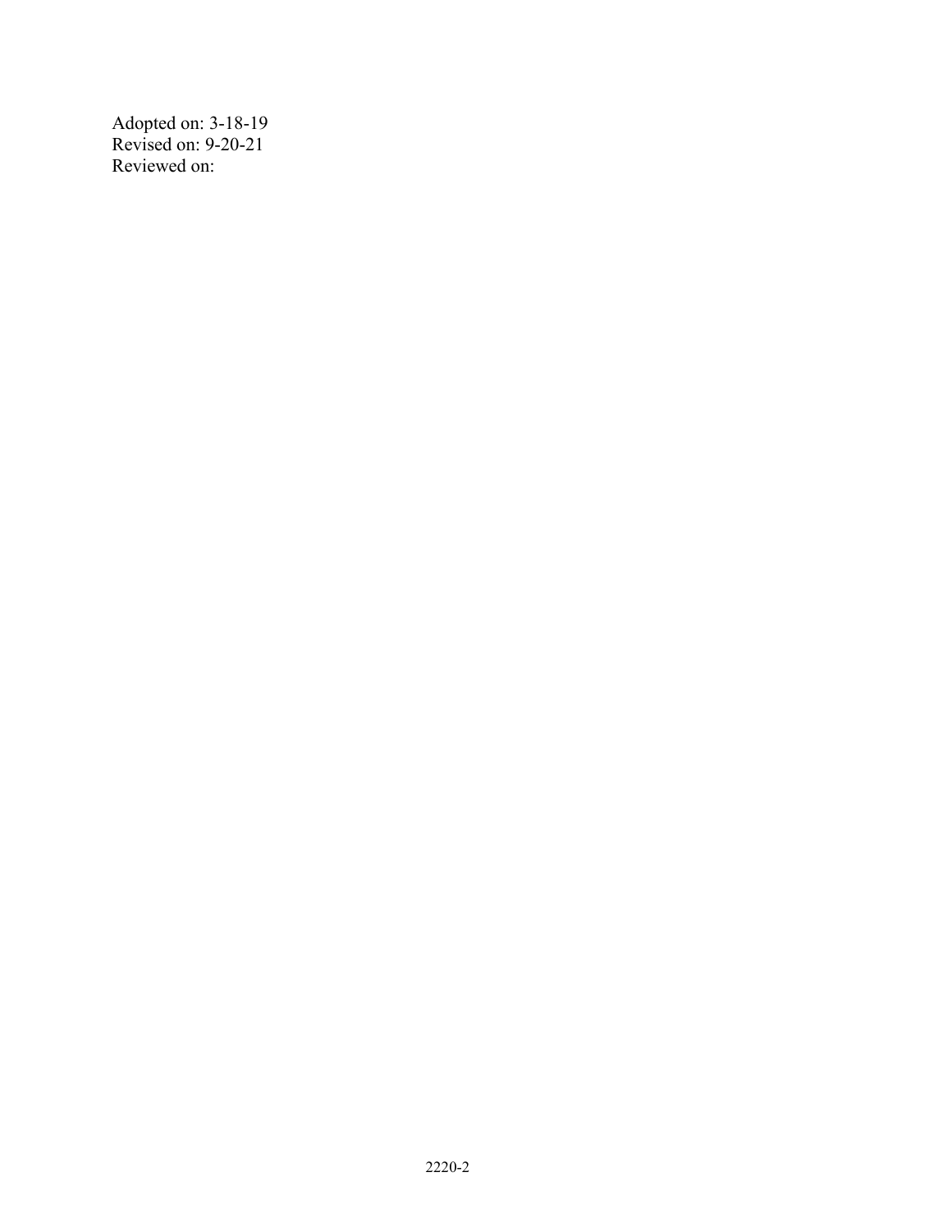Adopted on: 3-18-19
Revised on: 9-20-21
Reviewed on: